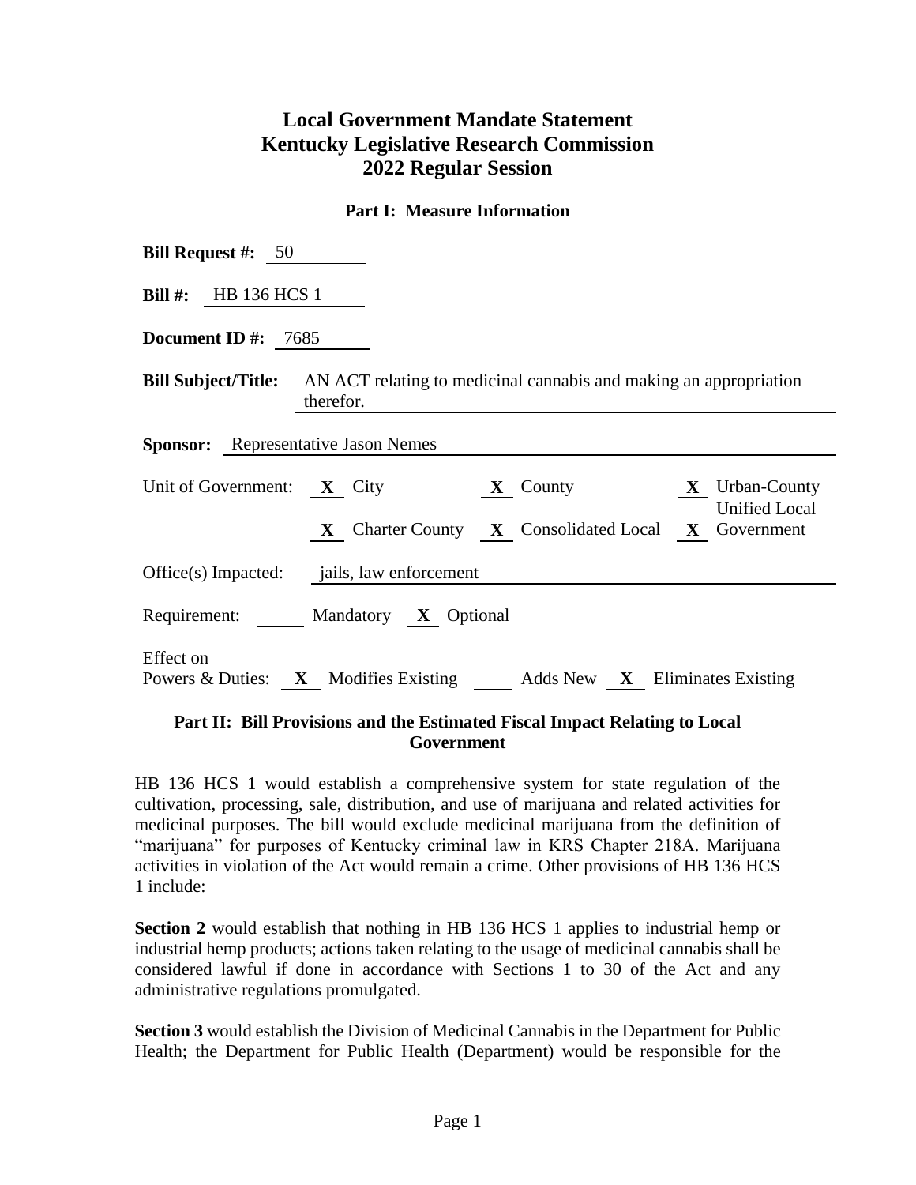# Local Government Mandate Statement
# Kentucky Legislative Research Commission
# 2022 Regular Session

## Part I: Measure Information

**Bill Request #:** 50

**Bill #:** HB 136 HCS 1

**Document ID #:** 7685

**Bill Subject/Title:** AN ACT relating to medicinal cannabis and making an appropriation therefor.

**Sponsor:** Representative Jason Nemes

Unit of Government: **X** City **X** County **X** Urban-County **X** Charter County **X** Consolidated Local **X** Unified Local Government

Office(s) Impacted: jails, law enforcement

Requirement: ___ Mandatory **X** Optional

Effect on Powers & Duties: **X** Modifies Existing ___ Adds New **X** Eliminates Existing

## Part II: Bill Provisions and the Estimated Fiscal Impact Relating to Local Government

HB 136 HCS 1 would establish a comprehensive system for state regulation of the cultivation, processing, sale, distribution, and use of marijuana and related activities for medicinal purposes. The bill would exclude medicinal marijuana from the definition of "marijuana" for purposes of Kentucky criminal law in KRS Chapter 218A. Marijuana activities in violation of the Act would remain a crime. Other provisions of HB 136 HCS 1 include:

**Section 2** would establish that nothing in HB 136 HCS 1 applies to industrial hemp or industrial hemp products; actions taken relating to the usage of medicinal cannabis shall be considered lawful if done in accordance with Sections 1 to 30 of the Act and any administrative regulations promulgated.

**Section 3** would establish the Division of Medicinal Cannabis in the Department for Public Health; the Department for Public Health (Department) would be responsible for the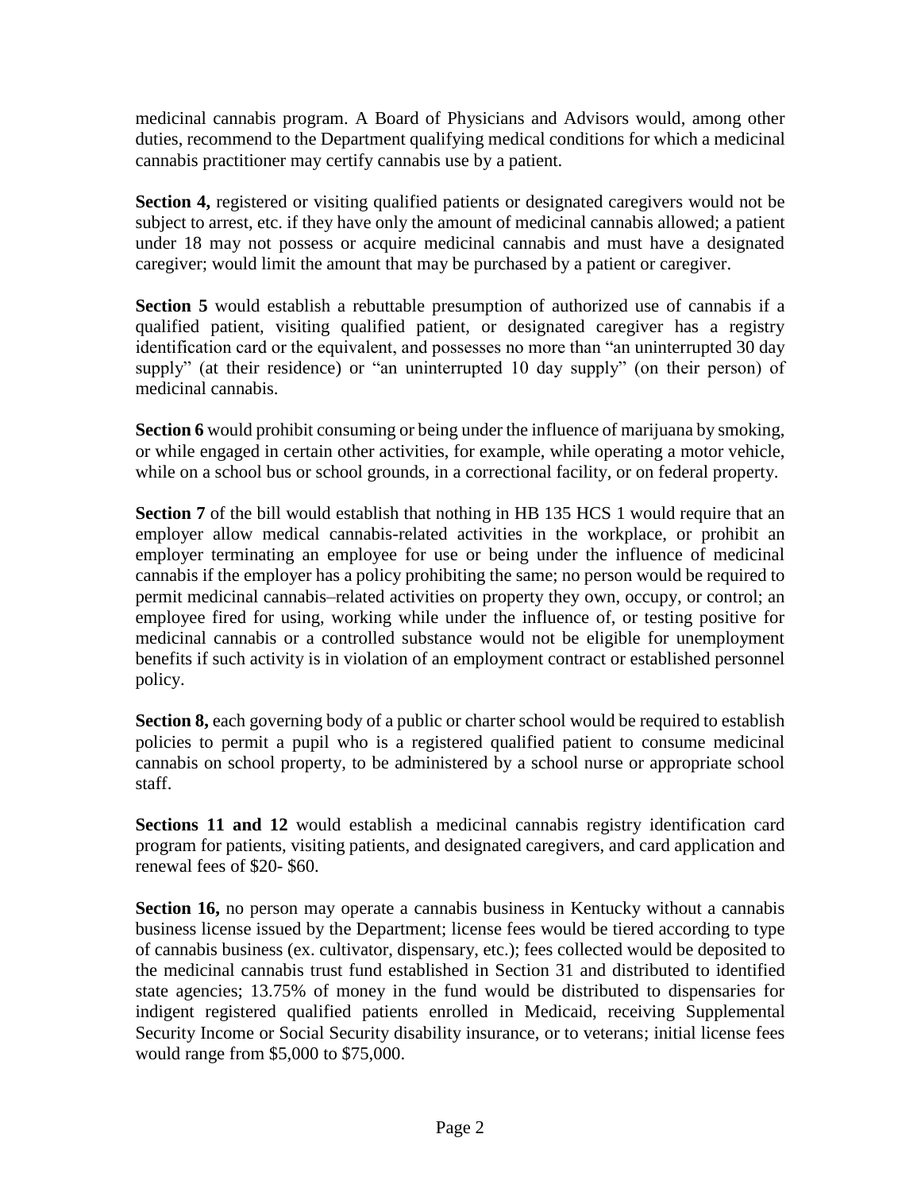medicinal cannabis program. A Board of Physicians and Advisors would, among other duties, recommend to the Department qualifying medical conditions for which a medicinal cannabis practitioner may certify cannabis use by a patient.

**Section 4,** registered or visiting qualified patients or designated caregivers would not be subject to arrest, etc. if they have only the amount of medicinal cannabis allowed; a patient under 18 may not possess or acquire medicinal cannabis and must have a designated caregiver; would limit the amount that may be purchased by a patient or caregiver.

**Section 5** would establish a rebuttable presumption of authorized use of cannabis if a qualified patient, visiting qualified patient, or designated caregiver has a registry identification card or the equivalent, and possesses no more than "an uninterrupted 30 day supply" (at their residence) or "an uninterrupted 10 day supply" (on their person) of medicinal cannabis.

**Section 6** would prohibit consuming or being under the influence of marijuana by smoking, or while engaged in certain other activities, for example, while operating a motor vehicle, while on a school bus or school grounds, in a correctional facility, or on federal property.

**Section 7** of the bill would establish that nothing in HB 135 HCS 1 would require that an employer allow medical cannabis-related activities in the workplace, or prohibit an employer terminating an employee for use or being under the influence of medicinal cannabis if the employer has a policy prohibiting the same; no person would be required to permit medicinal cannabis–related activities on property they own, occupy, or control; an employee fired for using, working while under the influence of, or testing positive for medicinal cannabis or a controlled substance would not be eligible for unemployment benefits if such activity is in violation of an employment contract or established personnel policy.

**Section 8,** each governing body of a public or charter school would be required to establish policies to permit a pupil who is a registered qualified patient to consume medicinal cannabis on school property, to be administered by a school nurse or appropriate school staff.

**Sections 11 and 12** would establish a medicinal cannabis registry identification card program for patients, visiting patients, and designated caregivers, and card application and renewal fees of $20- $60.

**Section 16,** no person may operate a cannabis business in Kentucky without a cannabis business license issued by the Department; license fees would be tiered according to type of cannabis business (ex. cultivator, dispensary, etc.); fees collected would be deposited to the medicinal cannabis trust fund established in Section 31 and distributed to identified state agencies; 13.75% of money in the fund would be distributed to dispensaries for indigent registered qualified patients enrolled in Medicaid, receiving Supplemental Security Income or Social Security disability insurance, or to veterans; initial license fees would range from $5,000 to $75,000.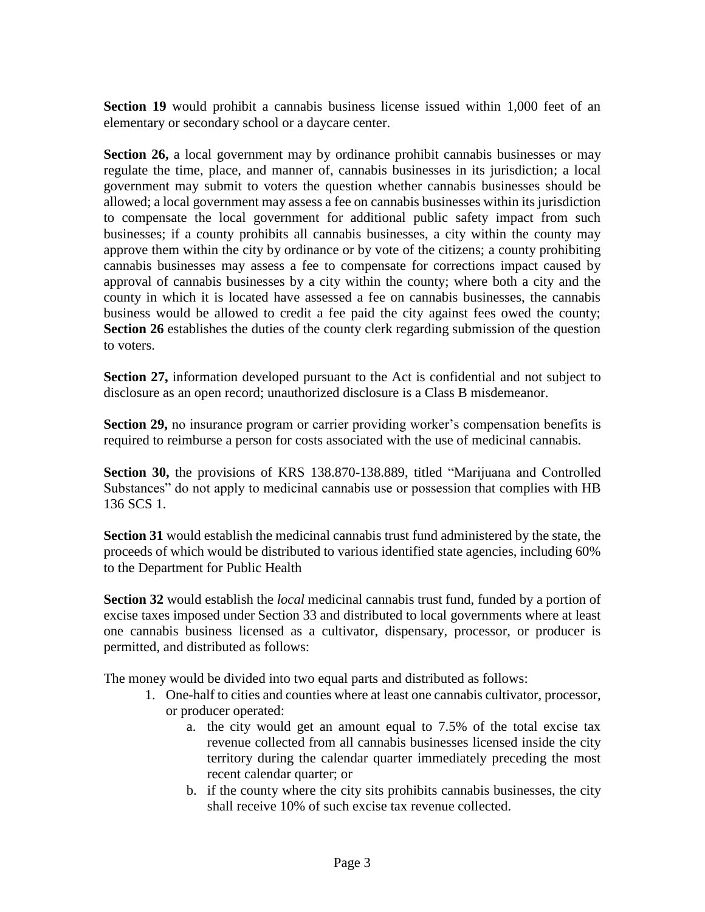**Section 19** would prohibit a cannabis business license issued within 1,000 feet of an elementary or secondary school or a daycare center.

**Section 26,** a local government may by ordinance prohibit cannabis businesses or may regulate the time, place, and manner of, cannabis businesses in its jurisdiction; a local government may submit to voters the question whether cannabis businesses should be allowed; a local government may assess a fee on cannabis businesses within its jurisdiction to compensate the local government for additional public safety impact from such businesses; if a county prohibits all cannabis businesses, a city within the county may approve them within the city by ordinance or by vote of the citizens; a county prohibiting cannabis businesses may assess a fee to compensate for corrections impact caused by approval of cannabis businesses by a city within the county; where both a city and the county in which it is located have assessed a fee on cannabis businesses, the cannabis business would be allowed to credit a fee paid the city against fees owed the county; **Section 26** establishes the duties of the county clerk regarding submission of the question to voters.

**Section 27,** information developed pursuant to the Act is confidential and not subject to disclosure as an open record; unauthorized disclosure is a Class B misdemeanor.

**Section 29,** no insurance program or carrier providing worker's compensation benefits is required to reimburse a person for costs associated with the use of medicinal cannabis.

**Section 30,** the provisions of KRS 138.870-138.889, titled "Marijuana and Controlled Substances" do not apply to medicinal cannabis use or possession that complies with HB 136 SCS 1.

**Section 31** would establish the medicinal cannabis trust fund administered by the state, the proceeds of which would be distributed to various identified state agencies, including 60% to the Department for Public Health

**Section 32** would establish the *local* medicinal cannabis trust fund, funded by a portion of excise taxes imposed under Section 33 and distributed to local governments where at least one cannabis business licensed as a cultivator, dispensary, processor, or producer is permitted, and distributed as follows:

The money would be divided into two equal parts and distributed as follows:

1. One-half to cities and counties where at least one cannabis cultivator, processor, or producer operated:
    a. the city would get an amount equal to 7.5% of the total excise tax revenue collected from all cannabis businesses licensed inside the city territory during the calendar quarter immediately preceding the most recent calendar quarter; or
    b. if the county where the city sits prohibits cannabis businesses, the city shall receive 10% of such excise tax revenue collected.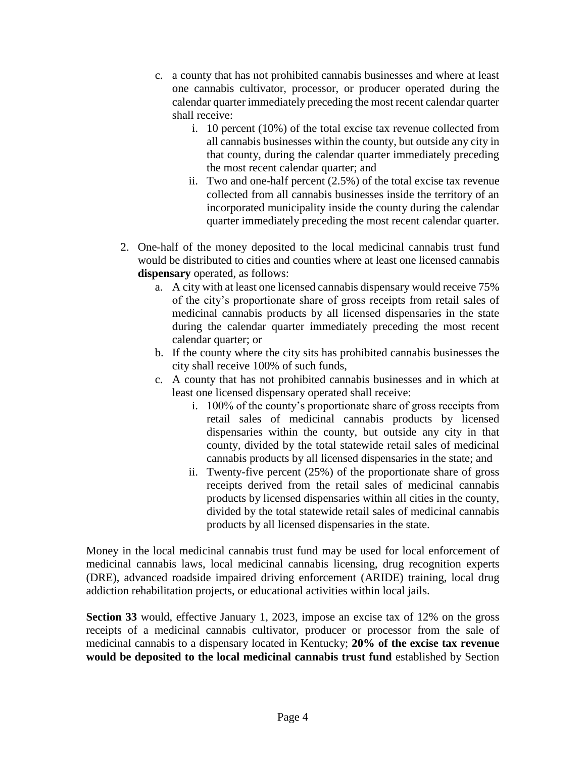c. a county that has not prohibited cannabis businesses and where at least one cannabis cultivator, processor, or producer operated during the calendar quarter immediately preceding the most recent calendar quarter shall receive:
      i. 10 percent (10%) of the total excise tax revenue collected from all cannabis businesses within the county, but outside any city in that county, during the calendar quarter immediately preceding the most recent calendar quarter; and
      ii. Two and one-half percent (2.5%) of the total excise tax revenue collected from all cannabis businesses inside the territory of an incorporated municipality inside the county during the calendar quarter immediately preceding the most recent calendar quarter.

2. One-half of the money deposited to the local medicinal cannabis trust fund would be distributed to cities and counties where at least one licensed cannabis **dispensary** operated, as follows:
   a. A city with at least one licensed cannabis dispensary would receive 75% of the city's proportionate share of gross receipts from retail sales of medicinal cannabis products by all licensed dispensaries in the state during the calendar quarter immediately preceding the most recent calendar quarter; or
   b. If the county where the city sits has prohibited cannabis businesses the city shall receive 100% of such funds,
   c. A county that has not prohibited cannabis businesses and in which at least one licensed dispensary operated shall receive:
      i. 100% of the county's proportionate share of gross receipts from retail sales of medicinal cannabis products by licensed dispensaries within the county, but outside any city in that county, divided by the total statewide retail sales of medicinal cannabis products by all licensed dispensaries in the state; and
      ii. Twenty-five percent (25%) of the proportionate share of gross receipts derived from the retail sales of medicinal cannabis products by licensed dispensaries within all cities in the county, divided by the total statewide retail sales of medicinal cannabis products by all licensed dispensaries in the state.

Money in the local medicinal cannabis trust fund may be used for local enforcement of medicinal cannabis laws, local medicinal cannabis licensing, drug recognition experts (DRE), advanced roadside impaired driving enforcement (ARIDE) training, local drug addiction rehabilitation projects, or educational activities within local jails.

**Section 33** would, effective January 1, 2023, impose an excise tax of 12% on the gross receipts of a medicinal cannabis cultivator, producer or processor from the sale of medicinal cannabis to a dispensary located in Kentucky; **20% of the excise tax revenue would be deposited to the local medicinal cannabis trust fund** established by Section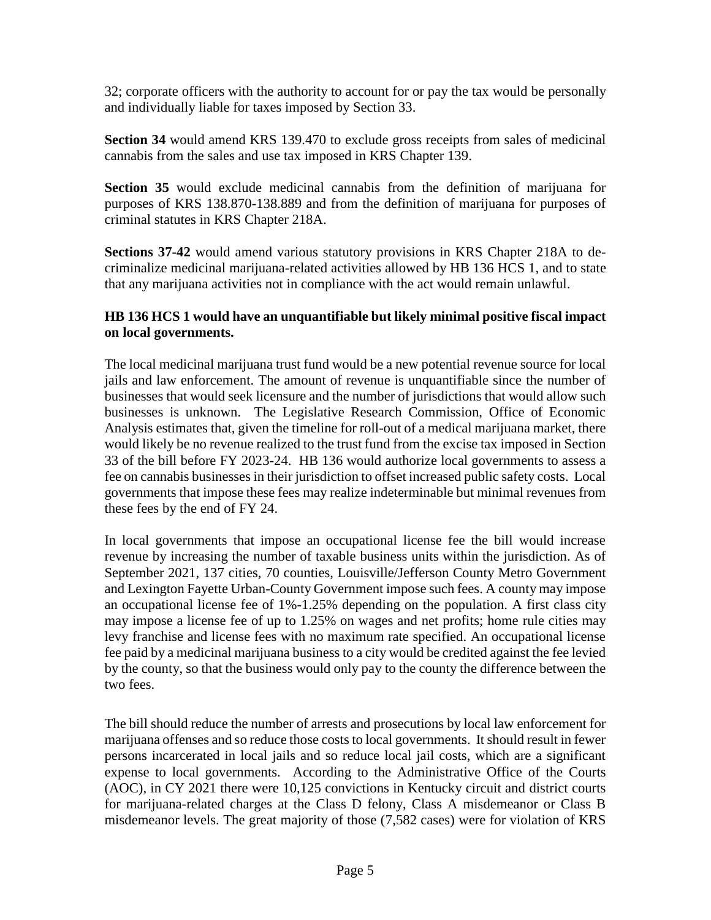32; corporate officers with the authority to account for or pay the tax would be personally and individually liable for taxes imposed by Section 33.

**Section 34** would amend KRS 139.470 to exclude gross receipts from sales of medicinal cannabis from the sales and use tax imposed in KRS Chapter 139.

**Section 35** would exclude medicinal cannabis from the definition of marijuana for purposes of KRS 138.870-138.889 and from the definition of marijuana for purposes of criminal statutes in KRS Chapter 218A.

**Sections 37-42** would amend various statutory provisions in KRS Chapter 218A to de-criminalize medicinal marijuana-related activities allowed by HB 136 HCS 1, and to state that any marijuana activities not in compliance with the act would remain unlawful.

**HB 136 HCS 1 would have an unquantifiable but likely minimal positive fiscal impact on local governments.**

The local medicinal marijuana trust fund would be a new potential revenue source for local jails and law enforcement. The amount of revenue is unquantifiable since the number of businesses that would seek licensure and the number of jurisdictions that would allow such businesses is unknown. The Legislative Research Commission, Office of Economic Analysis estimates that, given the timeline for roll-out of a medical marijuana market, there would likely be no revenue realized to the trust fund from the excise tax imposed in Section 33 of the bill before FY 2023-24. HB 136 would authorize local governments to assess a fee on cannabis businesses in their jurisdiction to offset increased public safety costs. Local governments that impose these fees may realize indeterminable but minimal revenues from these fees by the end of FY 24.

In local governments that impose an occupational license fee the bill would increase revenue by increasing the number of taxable business units within the jurisdiction. As of September 2021, 137 cities, 70 counties, Louisville/Jefferson County Metro Government and Lexington Fayette Urban-County Government impose such fees. A county may impose an occupational license fee of 1%-1.25% depending on the population. A first class city may impose a license fee of up to 1.25% on wages and net profits; home rule cities may levy franchise and license fees with no maximum rate specified. An occupational license fee paid by a medicinal marijuana business to a city would be credited against the fee levied by the county, so that the business would only pay to the county the difference between the two fees.

The bill should reduce the number of arrests and prosecutions by local law enforcement for marijuana offenses and so reduce those costs to local governments. It should result in fewer persons incarcerated in local jails and so reduce local jail costs, which are a significant expense to local governments. According to the Administrative Office of the Courts (AOC), in CY 2021 there were 10,125 convictions in Kentucky circuit and district courts for marijuana-related charges at the Class D felony, Class A misdemeanor or Class B misdemeanor levels. The great majority of those (7,582 cases) were for violation of KRS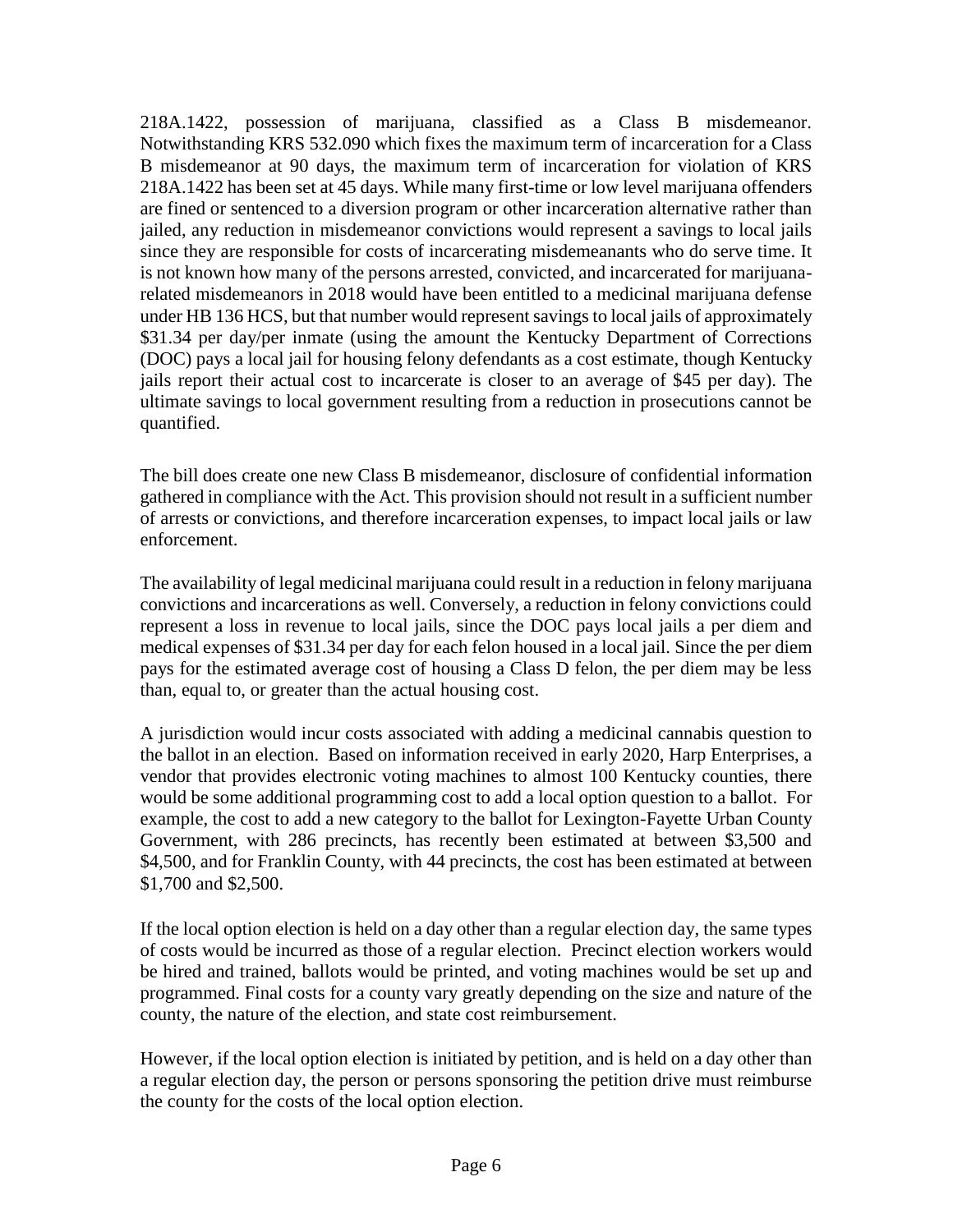218A.1422, possession of marijuana, classified as a Class B misdemeanor. Notwithstanding KRS 532.090 which fixes the maximum term of incarceration for a Class B misdemeanor at 90 days, the maximum term of incarceration for violation of KRS 218A.1422 has been set at 45 days. While many first-time or low level marijuana offenders are fined or sentenced to a diversion program or other incarceration alternative rather than jailed, any reduction in misdemeanor convictions would represent a savings to local jails since they are responsible for costs of incarcerating misdemeanants who do serve time. It is not known how many of the persons arrested, convicted, and incarcerated for marijuana-related misdemeanors in 2018 would have been entitled to a medicinal marijuana defense under HB 136 HCS, but that number would represent savings to local jails of approximately $31.34 per day/per inmate (using the amount the Kentucky Department of Corrections (DOC) pays a local jail for housing felony defendants as a cost estimate, though Kentucky jails report their actual cost to incarcerate is closer to an average of $45 per day). The ultimate savings to local government resulting from a reduction in prosecutions cannot be quantified.

The bill does create one new Class B misdemeanor, disclosure of confidential information gathered in compliance with the Act. This provision should not result in a sufficient number of arrests or convictions, and therefore incarceration expenses, to impact local jails or law enforcement.

The availability of legal medicinal marijuana could result in a reduction in felony marijuana convictions and incarcerations as well. Conversely, a reduction in felony convictions could represent a loss in revenue to local jails, since the DOC pays local jails a per diem and medical expenses of $31.34 per day for each felon housed in a local jail. Since the per diem pays for the estimated average cost of housing a Class D felon, the per diem may be less than, equal to, or greater than the actual housing cost.

A jurisdiction would incur costs associated with adding a medicinal cannabis question to the ballot in an election. Based on information received in early 2020, Harp Enterprises, a vendor that provides electronic voting machines to almost 100 Kentucky counties, there would be some additional programming cost to add a local option question to a ballot. For example, the cost to add a new category to the ballot for Lexington-Fayette Urban County Government, with 286 precincts, has recently been estimated at between $3,500 and $4,500, and for Franklin County, with 44 precincts, the cost has been estimated at between $1,700 and $2,500.

If the local option election is held on a day other than a regular election day, the same types of costs would be incurred as those of a regular election. Precinct election workers would be hired and trained, ballots would be printed, and voting machines would be set up and programmed. Final costs for a county vary greatly depending on the size and nature of the county, the nature of the election, and state cost reimbursement.

However, if the local option election is initiated by petition, and is held on a day other than a regular election day, the person or persons sponsoring the petition drive must reimburse the county for the costs of the local option election.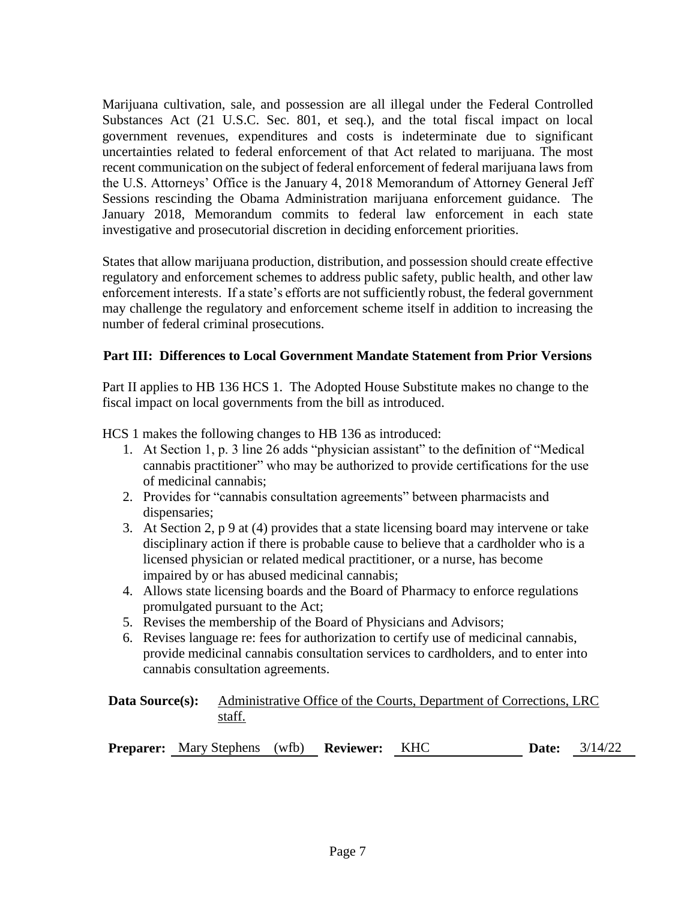Marijuana cultivation, sale, and possession are all illegal under the Federal Controlled Substances Act (21 U.S.C. Sec. 801, et seq.), and the total fiscal impact on local government revenues, expenditures and costs is indeterminate due to significant uncertainties related to federal enforcement of that Act related to marijuana. The most recent communication on the subject of federal enforcement of federal marijuana laws from the U.S. Attorneys' Office is the January 4, 2018 Memorandum of Attorney General Jeff Sessions rescinding the Obama Administration marijuana enforcement guidance. The January 2018, Memorandum commits to federal law enforcement in each state investigative and prosecutorial discretion in deciding enforcement priorities.

States that allow marijuana production, distribution, and possession should create effective regulatory and enforcement schemes to address public safety, public health, and other law enforcement interests. If a state's efforts are not sufficiently robust, the federal government may challenge the regulatory and enforcement scheme itself in addition to increasing the number of federal criminal prosecutions.

**Part III: Differences to Local Government Mandate Statement from Prior Versions**

Part II applies to HB 136 HCS 1. The Adopted House Substitute makes no change to the fiscal impact on local governments from the bill as introduced.

HCS 1 makes the following changes to HB 136 as introduced:

1. At Section 1, p. 3 line 26 adds "physician assistant" to the definition of "Medical cannabis practitioner" who may be authorized to provide certifications for the use of medicinal cannabis;
2. Provides for "cannabis consultation agreements" between pharmacists and dispensaries;
3. At Section 2, p 9 at (4) provides that a state licensing board may intervene or take disciplinary action if there is probable cause to believe that a cardholder who is a licensed physician or related medical practitioner, or a nurse, has become impaired by or has abused medicinal cannabis;
4. Allows state licensing boards and the Board of Pharmacy to enforce regulations promulgated pursuant to the Act;
5. Revises the membership of the Board of Physicians and Advisors;
6. Revises language re: fees for authorization to certify use of medicinal cannabis, provide medicinal cannabis consultation services to cardholders, and to enter into cannabis consultation agreements.

**Data Source(s):** Administrative Office of the Courts, Department of Corrections, LRC staff.

**Preparer:** Mary Stephens (wfb) **Reviewer:** KHC **Date:** 3/14/22